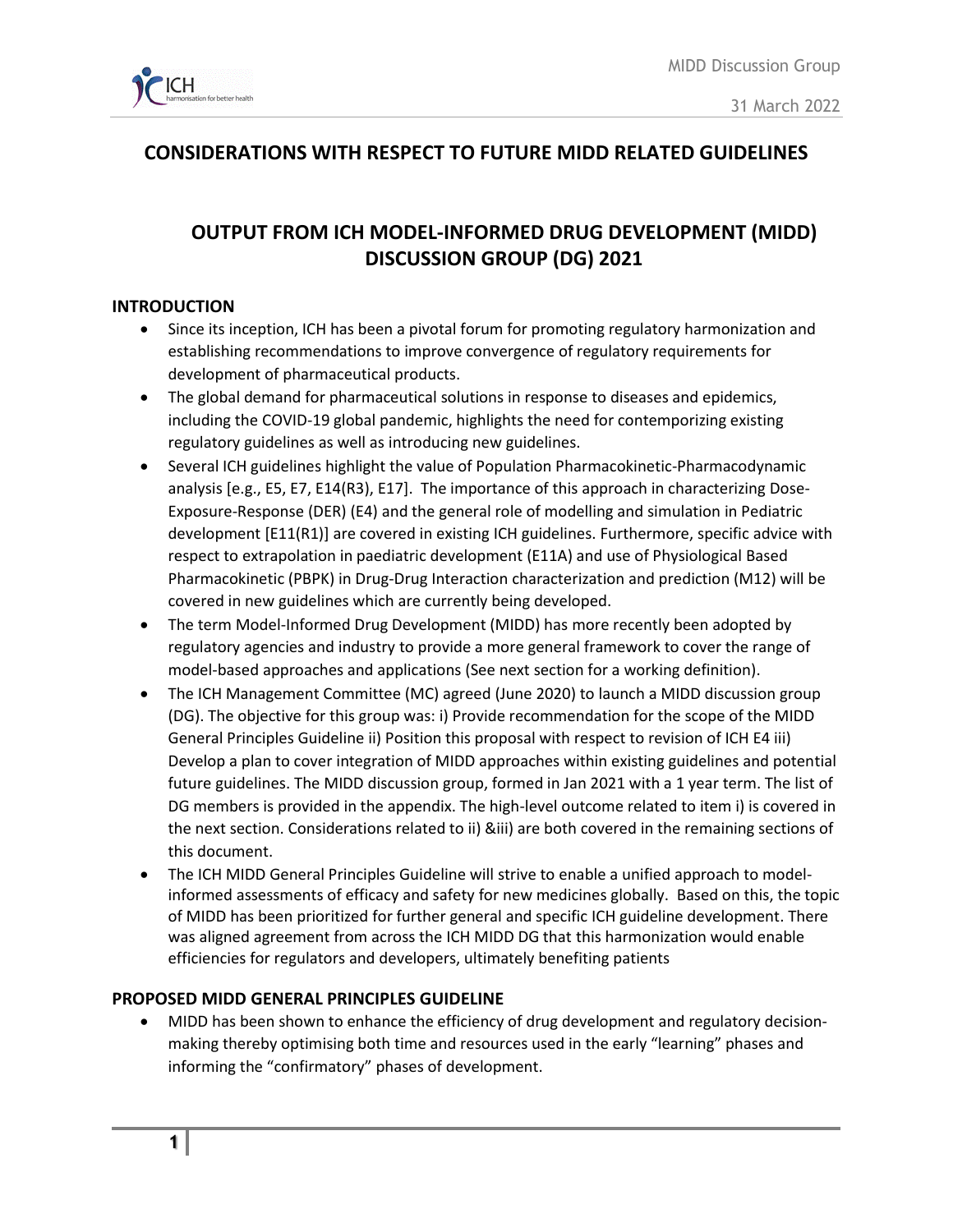# CONSIDERATIONS WITH RESPECT TO FUTURE MIDD RELATED GUIDELINES

## OUTPUT FROM ICH MODEL-INFORMED DRUG DEVELOPMENT (MIDD) DISCUSSION GROUP (DG) 2021

### INTRODUCTION

- Since its inception, ICH has been a pivotal forum for promoting regulatory harmonization and establishing recommendations to improve convergence of regulatory requirements for development of pharmaceutical products.
- The global demand for pharmaceutical solutions in response to diseases and epidemics, including the COVID-19 global pandemic, highlights the need for contemporizing existing regulatory guidelines as well as introducing new guidelines.
- Several ICH guidelines highlight the value of Population Pharmacokinetic-Pharmacodynamic analysis [e.g., E5, E7, E14(R3), E17]. The importance of this approach in characterizing Dose-Exposure-Response (DER) (E4) and the general role of modelling and simulation in Pediatric development [E11(R1)] are covered in existing ICH guidelines. Furthermore, specific advice with respect to extrapolation in paediatric development (E11A) and use of Physiological Based Pharmacokinetic (PBPK) in Drug-Drug Interaction characterization and prediction (M12) will be covered in new guidelines which are currently being developed.
- The term Model-Informed Drug Development (MIDD) has more recently been adopted by regulatory agencies and industry to provide a more general framework to cover the range of model-based approaches and applications (See next section for a working definition).
- The ICH Management Committee (MC) agreed (June 2020) to launch a MIDD discussion group (DG). The objective for this group was: i) Provide recommendation for the scope of the MIDD General Principles Guideline ii) Position this proposal with respect to revision of ICH E4 iii) Develop a plan to cover integration of MIDD approaches within existing guidelines and potential future guidelines. The MIDD discussion group, formed in Jan 2021 with a 1 year term. The list of DG members is provided in the appendix. The high-level outcome related to item i) is covered in the next section. Considerations related to ii) &iii) are both covered in the remaining sections of this document.
- The ICH MIDD General Principles Guideline will strive to enable a unified approach to model-informed assessments of efficacy and safety for new medicines globally. Based on this, the topic of MIDD has been prioritized for further general and specific ICH guideline development. There was aligned agreement from across the ICH MIDD DG that this harmonization would enable efficiencies for regulators and developers, ultimately benefiting patients

### PROPOSED MIDD GENERAL PRINCIPLES GUIDELINE

- MIDD has been shown to enhance the efficiency of drug development and regulatory decision-making thereby optimising both time and resources used in the early "learning" phases and informing the "confirmatory" phases of development.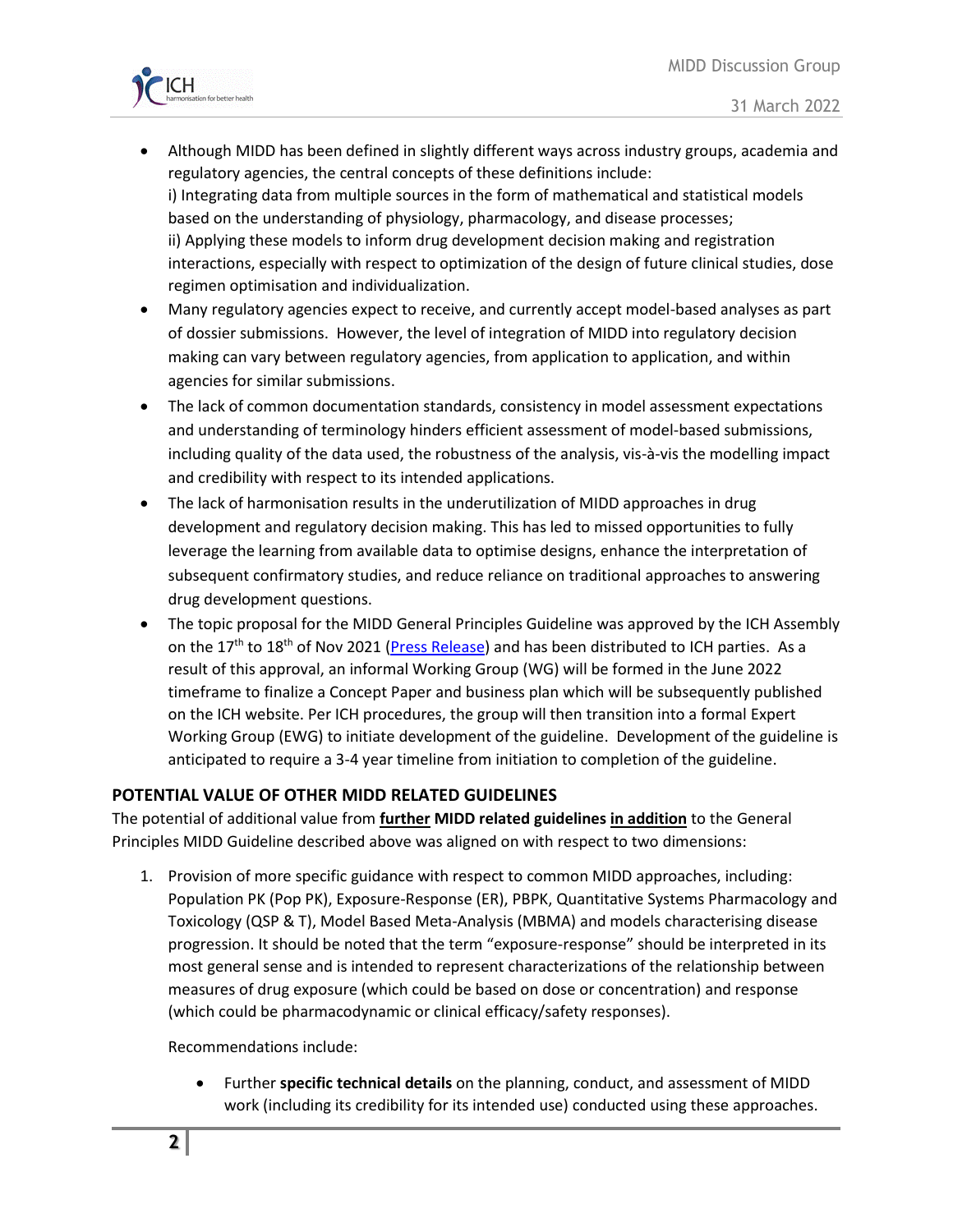- Although MIDD has been defined in slightly different ways across industry groups, academia and regulatory agencies, the central concepts of these definitions include:
  i) Integrating data from multiple sources in the form of mathematical and statistical models based on the understanding of physiology, pharmacology, and disease processes;
  ii) Applying these models to inform drug development decision making and registration interactions, especially with respect to optimization of the design of future clinical studies, dose regimen optimisation and individualization.
- Many regulatory agencies expect to receive, and currently accept model-based analyses as part of dossier submissions. However, the level of integration of MIDD into regulatory decision making can vary between regulatory agencies, from application to application, and within agencies for similar submissions.
- The lack of common documentation standards, consistency in model assessment expectations and understanding of terminology hinders efficient assessment of model-based submissions, including quality of the data used, the robustness of the analysis, vis-à-vis the modelling impact and credibility with respect to its intended applications.
- The lack of harmonisation results in the underutilization of MIDD approaches in drug development and regulatory decision making. This has led to missed opportunities to fully leverage the learning from available data to optimise designs, enhance the interpretation of subsequent confirmatory studies, and reduce reliance on traditional approaches to answering drug development questions.
- The topic proposal for the MIDD General Principles Guideline was approved by the ICH Assembly on the 17th to 18th of Nov 2021 (Press Release) and has been distributed to ICH parties. As a result of this approval, an informal Working Group (WG) will be formed in the June 2022 timeframe to finalize a Concept Paper and business plan which will be subsequently published on the ICH website. Per ICH procedures, the group will then transition into a formal Expert Working Group (EWG) to initiate development of the guideline. Development of the guideline is anticipated to require a 3-4 year timeline from initiation to completion of the guideline.

## POTENTIAL VALUE OF OTHER MIDD RELATED GUIDELINES

The potential of additional value from **further** **MIDD related guidelines** **in addition** to the General Principles MIDD Guideline described above was aligned on with respect to two dimensions:

1. Provision of more specific guidance with respect to common MIDD approaches, including: Population PK (Pop PK), Exposure-Response (ER), PBPK, Quantitative Systems Pharmacology and Toxicology (QSP & T), Model Based Meta-Analysis (MBMA) and models characterising disease progression. It should be noted that the term "exposure-response" should be interpreted in its most general sense and is intended to represent characterizations of the relationship between measures of drug exposure (which could be based on dose or concentration) and response (which could be pharmacodynamic or clinical efficacy/safety responses).

   Recommendations include:

   - Further **specific technical details** on the planning, conduct, and assessment of MIDD work (including its credibility for its intended use) conducted using these approaches.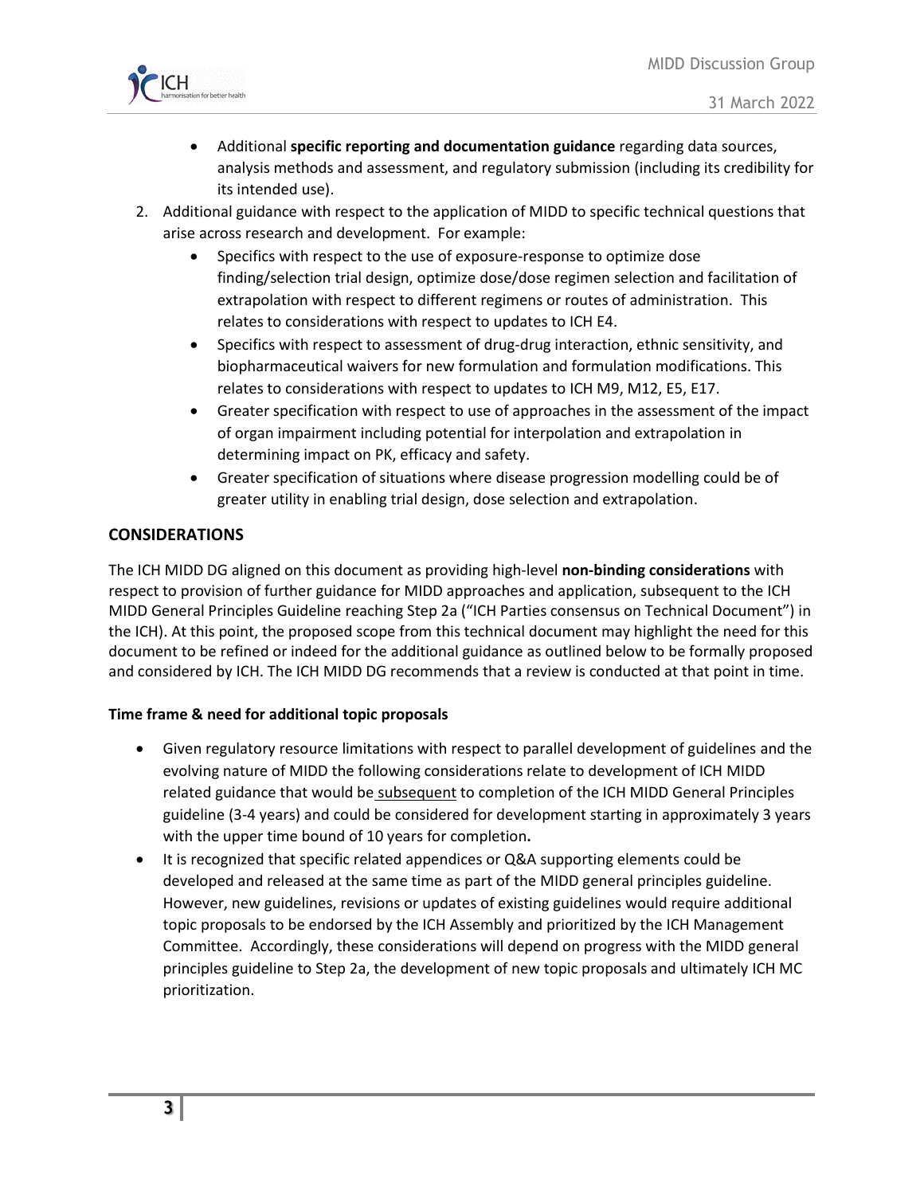- Additional **specific reporting and documentation guidance** regarding data sources, analysis methods and assessment, and regulatory submission (including its credibility for its intended use).

2. Additional guidance with respect to the application of MIDD to specific technical questions that arise across research and development. For example:
    - Specifics with respect to the use of exposure-response to optimize dose finding/selection trial design, optimize dose/dose regimen selection and facilitation of extrapolation with respect to different regimens or routes of administration. This relates to considerations with respect to updates to ICH E4.
    - Specifics with respect to assessment of drug-drug interaction, ethnic sensitivity, and biopharmaceutical waivers for new formulation and formulation modifications. This relates to considerations with respect to updates to ICH M9, M12, E5, E17.
    - Greater specification with respect to use of approaches in the assessment of the impact of organ impairment including potential for interpolation and extrapolation in determining impact on PK, efficacy and safety.
    - Greater specification of situations where disease progression modelling could be of greater utility in enabling trial design, dose selection and extrapolation.

## CONSIDERATIONS

The ICH MIDD DG aligned on this document as providing high-level **non-binding considerations** with respect to provision of further guidance for MIDD approaches and application, subsequent to the ICH MIDD General Principles Guideline reaching Step 2a ("ICH Parties consensus on Technical Document") in the ICH). At this point, the proposed scope from this technical document may highlight the need for this document to be refined or indeed for the additional guidance as outlined below to be formally proposed and considered by ICH. The ICH MIDD DG recommends that a review is conducted at that point in time.

### Time frame & need for additional topic proposals

- Given regulatory resource limitations with respect to parallel development of guidelines and the evolving nature of MIDD the following considerations relate to development of ICH MIDD related guidance that would be subsequent to completion of the ICH MIDD General Principles guideline (3-4 years) and could be considered for development starting in approximately 3 years with the upper time bound of 10 years for completion**.**
- It is recognized that specific related appendices or Q&A supporting elements could be developed and released at the same time as part of the MIDD general principles guideline. However, new guidelines, revisions or updates of existing guidelines would require additional topic proposals to be endorsed by the ICH Assembly and prioritized by the ICH Management Committee. Accordingly, these considerations will depend on progress with the MIDD general principles guideline to Step 2a, the development of new topic proposals and ultimately ICH MC prioritization.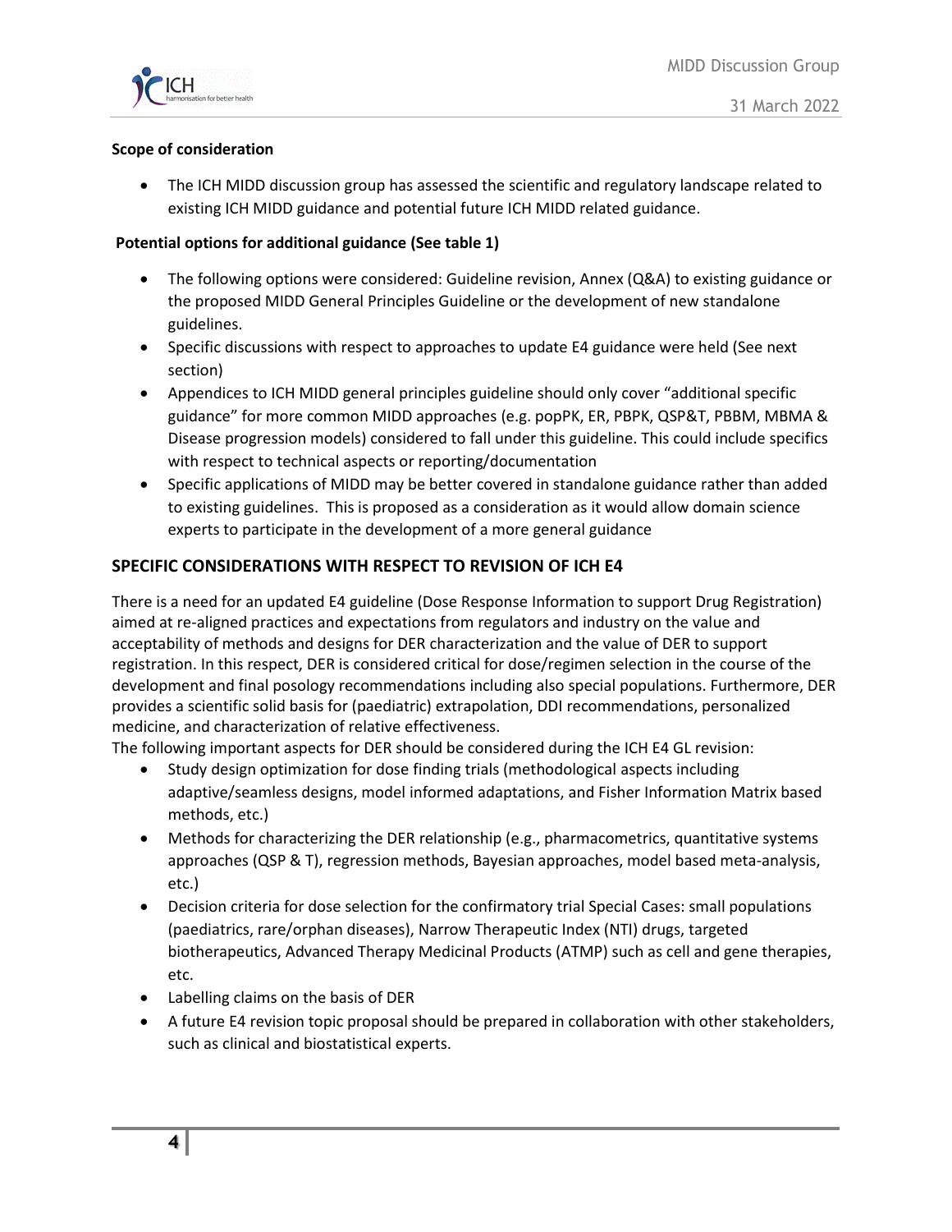**Scope of consideration**

- The ICH MIDD discussion group has assessed the scientific and regulatory landscape related to existing ICH MIDD guidance and potential future ICH MIDD related guidance.

**Potential options for additional guidance (See table 1)**

- The following options were considered: Guideline revision, Annex (Q&A) to existing guidance or the proposed MIDD General Principles Guideline or the development of new standalone guidelines.
- Specific discussions with respect to approaches to update E4 guidance were held (See next section)
- Appendices to ICH MIDD general principles guideline should only cover "additional specific guidance" for more common MIDD approaches (e.g. popPK, ER, PBPK, QSP&T, PBBM, MBMA & Disease progression models) considered to fall under this guideline. This could include specifics with respect to technical aspects or reporting/documentation
- Specific applications of MIDD may be better covered in standalone guidance rather than added to existing guidelines. This is proposed as a consideration as it would allow domain science experts to participate in the development of a more general guidance

## SPECIFIC CONSIDERATIONS WITH RESPECT TO REVISION OF ICH E4

There is a need for an updated E4 guideline (Dose Response Information to support Drug Registration) aimed at re-aligned practices and expectations from regulators and industry on the value and acceptability of methods and designs for DER characterization and the value of DER to support registration. In this respect, DER is considered critical for dose/regimen selection in the course of the development and final posology recommendations including also special populations. Furthermore, DER provides a scientific solid basis for (paediatric) extrapolation, DDI recommendations, personalized medicine, and characterization of relative effectiveness.

The following important aspects for DER should be considered during the ICH E4 GL revision:

- Study design optimization for dose finding trials (methodological aspects including adaptive/seamless designs, model informed adaptations, and Fisher Information Matrix based methods, etc.)
- Methods for characterizing the DER relationship (e.g., pharmacometrics, quantitative systems approaches (QSP & T), regression methods, Bayesian approaches, model based meta-analysis, etc.)
- Decision criteria for dose selection for the confirmatory trial Special Cases: small populations (paediatrics, rare/orphan diseases), Narrow Therapeutic Index (NTI) drugs, targeted biotherapeutics, Advanced Therapy Medicinal Products (ATMP) such as cell and gene therapies, etc.
- Labelling claims on the basis of DER
- A future E4 revision topic proposal should be prepared in collaboration with other stakeholders, such as clinical and biostatistical experts.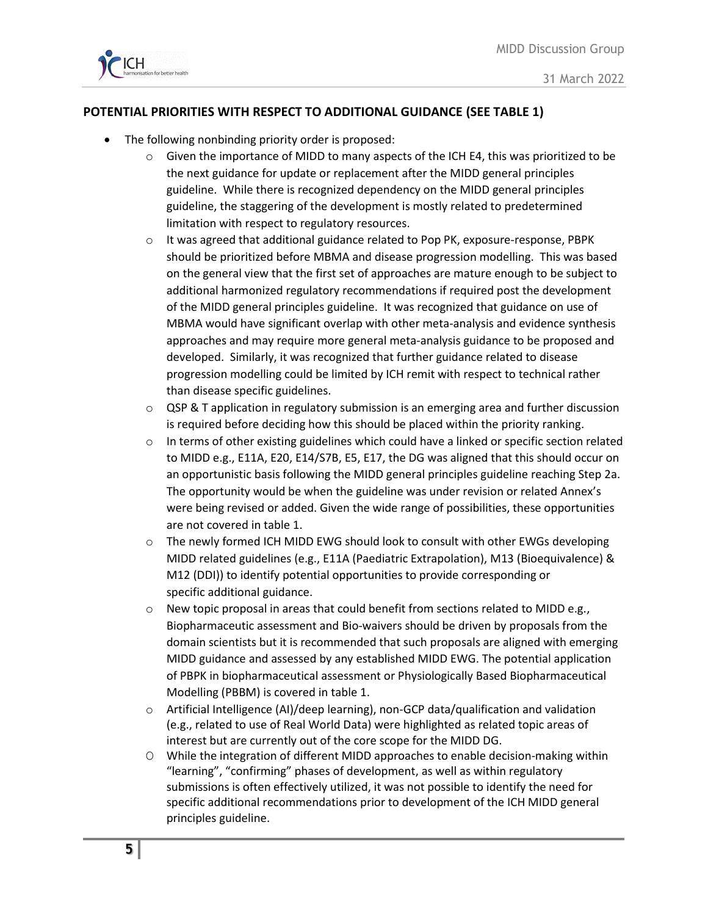## POTENTIAL PRIORITIES WITH RESPECT TO ADDITIONAL GUIDANCE (SEE TABLE 1)

- The following nonbinding priority order is proposed:
  - Given the importance of MIDD to many aspects of the ICH E4, this was prioritized to be the next guidance for update or replacement after the MIDD general principles guideline. While there is recognized dependency on the MIDD general principles guideline, the staggering of the development is mostly related to predetermined limitation with respect to regulatory resources.
  - It was agreed that additional guidance related to Pop PK, exposure-response, PBPK should be prioritized before MBMA and disease progression modelling. This was based on the general view that the first set of approaches are mature enough to be subject to additional harmonized regulatory recommendations if required post the development of the MIDD general principles guideline. It was recognized that guidance on use of MBMA would have significant overlap with other meta-analysis and evidence synthesis approaches and may require more general meta-analysis guidance to be proposed and developed. Similarly, it was recognized that further guidance related to disease progression modelling could be limited by ICH remit with respect to technical rather than disease specific guidelines.
  - QSP & T application in regulatory submission is an emerging area and further discussion is required before deciding how this should be placed within the priority ranking.
  - In terms of other existing guidelines which could have a linked or specific section related to MIDD e.g., E11A, E20, E14/S7B, E5, E17, the DG was aligned that this should occur on an opportunistic basis following the MIDD general principles guideline reaching Step 2a. The opportunity would be when the guideline was under revision or related Annex's were being revised or added. Given the wide range of possibilities, these opportunities are not covered in table 1.
  - The newly formed ICH MIDD EWG should look to consult with other EWGs developing MIDD related guidelines (e.g., E11A (Paediatric Extrapolation), M13 (Bioequivalence) & M12 (DDI)) to identify potential opportunities to provide corresponding or specific additional guidance.
  - New topic proposal in areas that could benefit from sections related to MIDD e.g., Biopharmaceutic assessment and Bio-waivers should be driven by proposals from the domain scientists but it is recommended that such proposals are aligned with emerging MIDD guidance and assessed by any established MIDD EWG. The potential application of PBPK in biopharmaceutical assessment or Physiologically Based Biopharmaceutical Modelling (PBBM) is covered in table 1.
  - Artificial Intelligence (AI)/deep learning), non-GCP data/qualification and validation (e.g., related to use of Real World Data) were highlighted as related topic areas of interest but are currently out of the core scope for the MIDD DG.
  - While the integration of different MIDD approaches to enable decision-making within "learning", "confirming" phases of development, as well as within regulatory submissions is often effectively utilized, it was not possible to identify the need for specific additional recommendations prior to development of the ICH MIDD general principles guideline.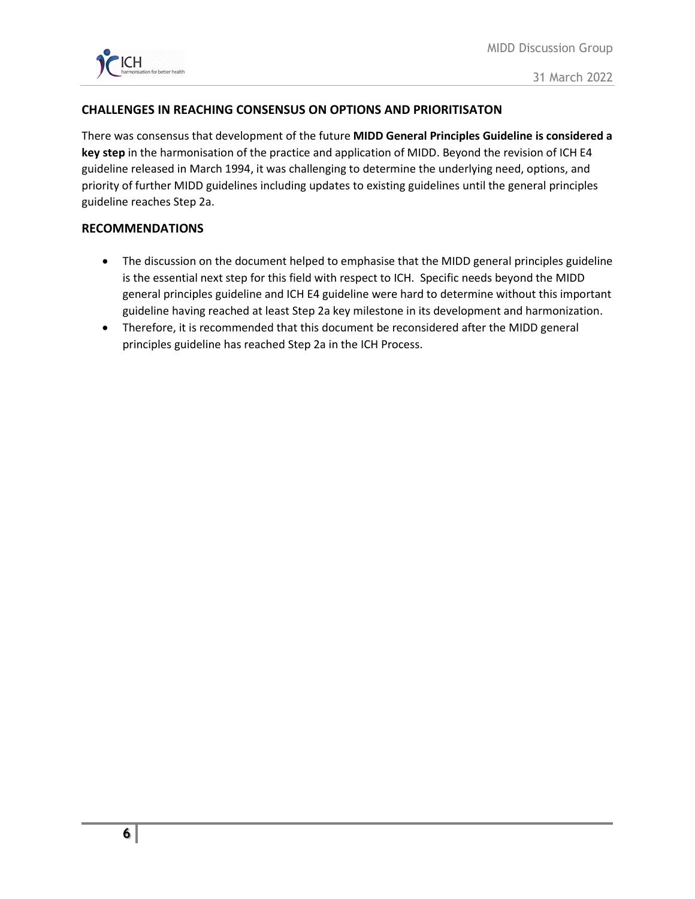## CHALLENGES IN REACHING CONSENSUS ON OPTIONS AND PRIORITISATON

There was consensus that development of the future **MIDD General Principles Guideline is considered a key step** in the harmonisation of the practice and application of MIDD. Beyond the revision of ICH E4 guideline released in March 1994, it was challenging to determine the underlying need, options, and priority of further MIDD guidelines including updates to existing guidelines until the general principles guideline reaches Step 2a.

## RECOMMENDATIONS

- The discussion on the document helped to emphasise that the MIDD general principles guideline is the essential next step for this field with respect to ICH. Specific needs beyond the MIDD general principles guideline and ICH E4 guideline were hard to determine without this important guideline having reached at least Step 2a key milestone in its development and harmonization.
- Therefore, it is recommended that this document be reconsidered after the MIDD general principles guideline has reached Step 2a in the ICH Process.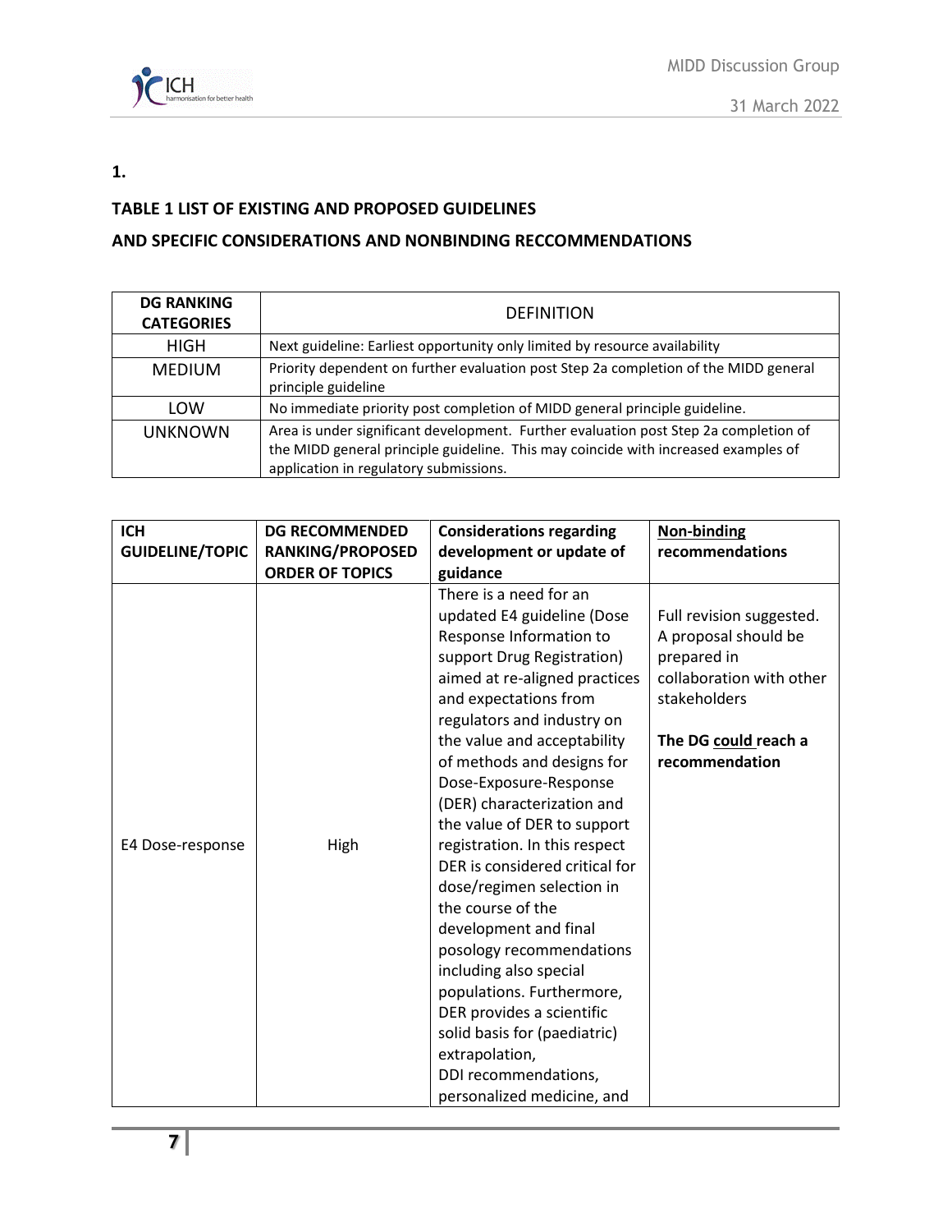**1.**

**TABLE 1 LIST OF EXISTING AND PROPOSED GUIDELINES**

**AND SPECIFIC CONSIDERATIONS AND NONBINDING RECCOMMENDATIONS**

| DG RANKING CATEGORIES | DEFINITION |
|---|---|
| HIGH | Next guideline: Earliest opportunity only limited by resource availability |
| MEDIUM | Priority dependent on further evaluation post Step 2a completion of the MIDD general principle guideline |
| LOW | No immediate priority post completion of MIDD general principle guideline. |
| UNKNOWN | Area is under significant development. Further evaluation post Step 2a completion of the MIDD general principle guideline. This may coincide with increased examples of application in regulatory submissions. |

| ICH GUIDELINE/TOPIC | DG RECOMMENDED RANKING/PROPOSED ORDER OF TOPICS | Considerations regarding development or update of guidance | Non-binding recommendations |
|---|---|---|---|
| E4 Dose-response | High | There is a need for an updated E4 guideline (Dose Response Information to support Drug Registration) aimed at re-aligned practices and expectations from regulators and industry on the value and acceptability of methods and designs for Dose-Exposure-Response (DER) characterization and the value of DER to support registration. In this respect DER is considered critical for dose/regimen selection in the course of the development and final posology recommendations including also special populations. Furthermore, DER provides a scientific solid basis for (paediatric) extrapolation, DDI recommendations, personalized medicine, and | Full revision suggested. A proposal should be prepared in collaboration with other stakeholders<br><br>**The DG could reach a recommendation** |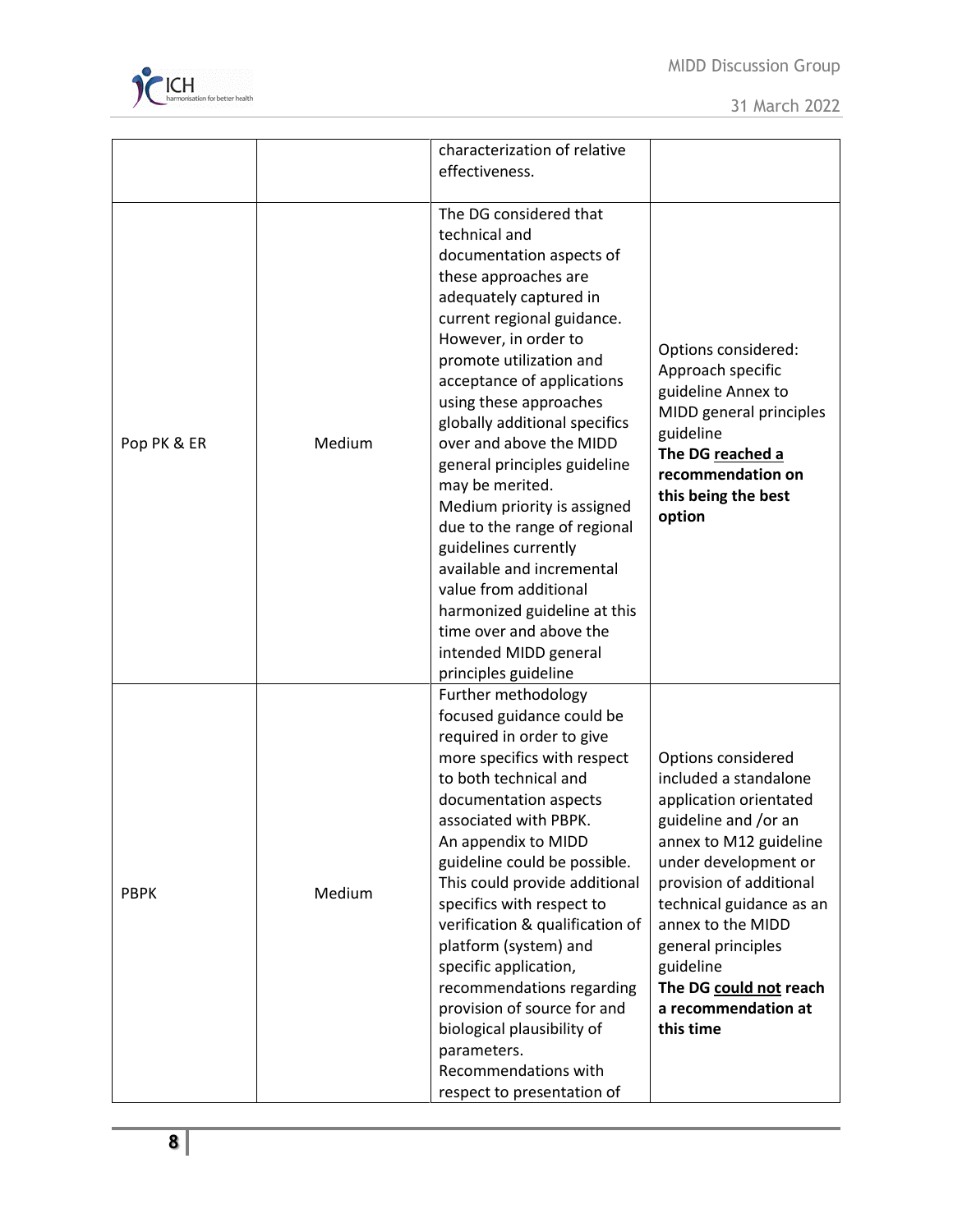| | | | |
|---|---|---|---|
| | | characterization of relative effectiveness. | |
| Pop PK & ER | Medium | The DG considered that technical and documentation aspects of these approaches are adequately captured in current regional guidance. However, in order to promote utilization and acceptance of applications using these approaches globally additional specifics over and above the MIDD general principles guideline may be merited. Medium priority is assigned due to the range of regional guidelines currently available and incremental value from additional harmonized guideline at this time over and above the intended MIDD general principles guideline | Options considered: Approach specific guideline Annex to MIDD general principles guideline **The DG <u>reached a</u> recommendation on this being the best option** |
| PBPK | Medium | Further methodology focused guidance could be required in order to give more specifics with respect to both technical and documentation aspects associated with PBPK. An appendix to MIDD guideline could be possible. This could provide additional specifics with respect to verification & qualification of platform (system) and specific application, recommendations regarding provision of source for and biological plausibility of parameters. Recommendations with respect to presentation of | Options considered included a standalone application orientated guideline and /or an annex to M12 guideline under development or provision of additional technical guidance as an annex to the MIDD general principles guideline **The DG <u>could not</u> reach a recommendation at this time** |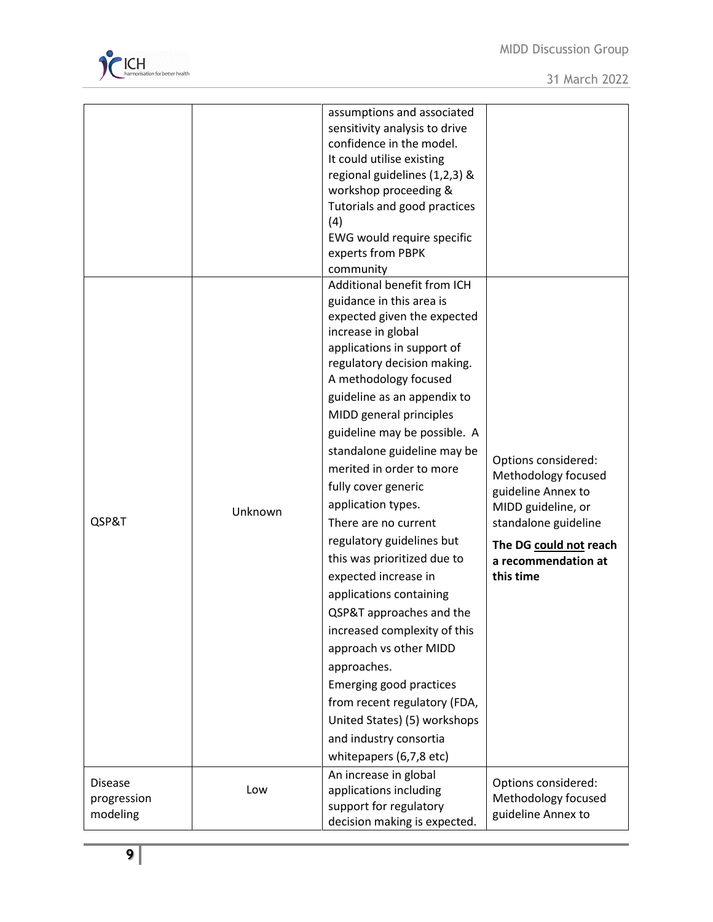| | | | |
|---|---|---|---|
| | | assumptions and associated sensitivity analysis to drive confidence in the model. It could utilise existing regional guidelines (1,2,3) & workshop proceeding & Tutorials and good practices (4) EWG would require specific experts from PBPK community | |
| QSP&T | Unknown | Additional benefit from ICH guidance in this area is expected given the expected increase in global applications in support of regulatory decision making. A methodology focused guideline as an appendix to MIDD general principles guideline may be possible. A standalone guideline may be merited in order to more fully cover generic application types. There are no current regulatory guidelines but this was prioritized due to expected increase in applications containing QSP&T approaches and the increased complexity of this approach vs other MIDD approaches. Emerging good practices from recent regulatory (FDA, United States) (5) workshops and industry consortia whitepapers (6,7,8 etc) | Options considered: Methodology focused guideline Annex to MIDD guideline, or standalone guideline **The DG could not reach a recommendation at this time** |
| Disease progression modeling | Low | An increase in global applications including support for regulatory decision making is expected. | Options considered: Methodology focused guideline Annex to |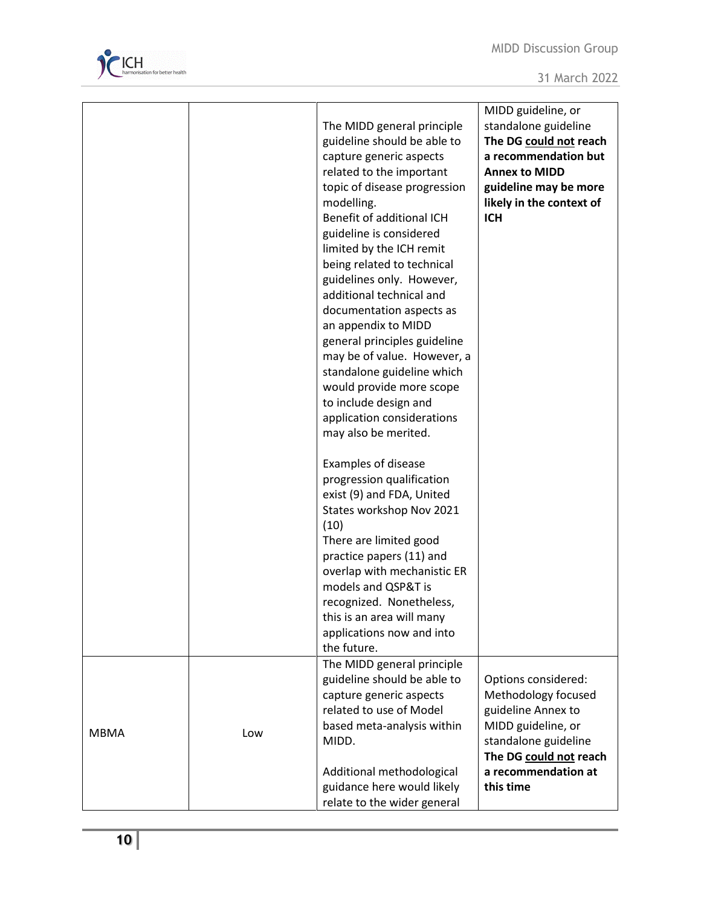| | | | |
|---|---|---|---|
| | | The MIDD general principle guideline should be able to capture generic aspects related to the important topic of disease progression modelling.<br>Benefit of additional ICH guideline is considered limited by the ICH remit being related to technical guidelines only. However, additional technical and documentation aspects as an appendix to MIDD general principles guideline may be of value. However, a standalone guideline which would provide more scope to include design and application considerations may also be merited.<br><br>Examples of disease progression qualification exist (9) and FDA, United States workshop Nov 2021 (10)<br>There are limited good practice papers (11) and overlap with mechanistic ER models and QSP&T is recognized. Nonetheless, this is an area will many applications now and into the future. | MIDD guideline, or standalone guideline<br>**The DG could not reach a recommendation but Annex to MIDD guideline may be more likely in the context of ICH** |
| MBMA | Low | The MIDD general principle guideline should be able to capture generic aspects related to use of Model based meta-analysis within MIDD.<br><br>Additional methodological guidance here would likely relate to the wider general | Options considered: Methodology focused guideline Annex to MIDD guideline, or standalone guideline<br>**The DG could not reach a recommendation at this time** |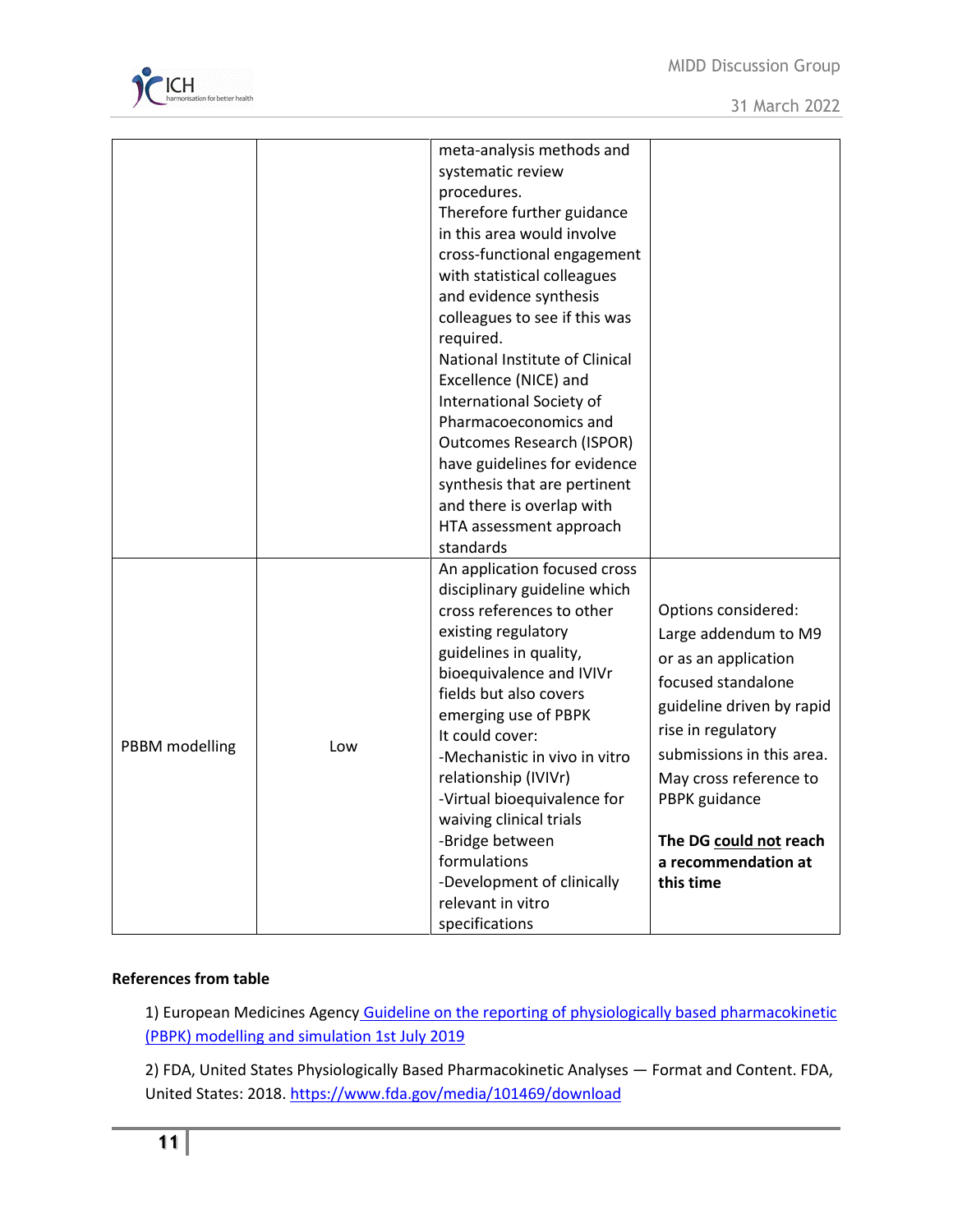| | | | |
|---|---|---|---|
| | | meta-analysis methods and systematic review procedures. Therefore further guidance in this area would involve cross-functional engagement with statistical colleagues and evidence synthesis colleagues to see if this was required. National Institute of Clinical Excellence (NICE) and International Society of Pharmacoeconomics and Outcomes Research (ISPOR) have guidelines for evidence synthesis that are pertinent and there is overlap with HTA assessment approach standards | |
| PBBM modelling | Low | An application focused cross disciplinary guideline which cross references to other existing regulatory guidelines in quality, bioequivalence and IVIVr fields but also covers emerging use of PBPK<br>It could cover:<br>-Mechanistic in vivo in vitro relationship (IVIVr)<br>-Virtual bioequivalence for waiving clinical trials<br>-Bridge between formulations<br>-Development of clinically relevant in vitro specifications | Options considered: Large addendum to M9 or as an application focused standalone guideline driven by rapid rise in regulatory submissions in this area. May cross reference to PBPK guidance<br><br>**The DG <u>could not</u> reach a recommendation at this time** |

**References from table**

1) European Medicines Agency [Guideline on the reporting of physiologically based pharmacokinetic (PBPK) modelling and simulation 1st July 2019]

2) FDA, United States Physiologically Based Pharmacokinetic Analyses — Format and Content. FDA, United States: 2018. https://www.fda.gov/media/101469/download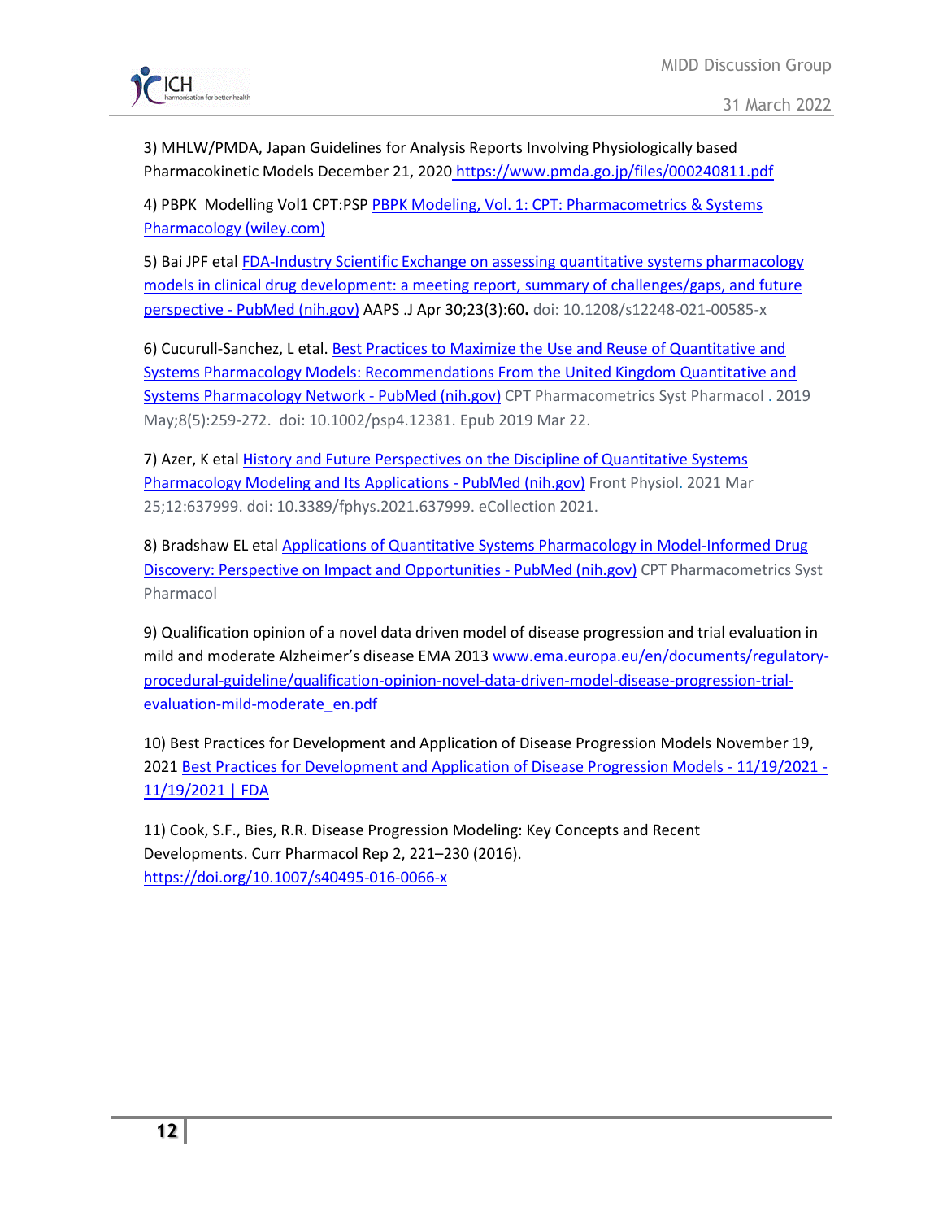3) MHLW/PMDA, Japan Guidelines for Analysis Reports Involving Physiologically based Pharmacokinetic Models December 21, 2020 https://www.pmda.go.jp/files/000240811.pdf

4) PBPK Modelling Vol1 CPT:PSP PBPK Modeling, Vol. 1: CPT: Pharmacometrics & Systems Pharmacology (wiley.com)

5) Bai JPF etal FDA-Industry Scientific Exchange on assessing quantitative systems pharmacology models in clinical drug development: a meeting report, summary of challenges/gaps, and future perspective - PubMed (nih.gov) AAPS .J Apr 30;23(3):60**.** doi: 10.1208/s12248-021-00585-x

6) Cucurull-Sanchez, L etal. Best Practices to Maximize the Use and Reuse of Quantitative and Systems Pharmacology Models: Recommendations From the United Kingdom Quantitative and Systems Pharmacology Network - PubMed (nih.gov) CPT Pharmacometrics Syst Pharmacol . 2019 May;8(5):259-272. doi: 10.1002/psp4.12381. Epub 2019 Mar 22.

7) Azer, K etal History and Future Perspectives on the Discipline of Quantitative Systems Pharmacology Modeling and Its Applications - PubMed (nih.gov) Front Physiol. 2021 Mar 25;12:637999. doi: 10.3389/fphys.2021.637999. eCollection 2021.

8) Bradshaw EL etal Applications of Quantitative Systems Pharmacology in Model-Informed Drug Discovery: Perspective on Impact and Opportunities - PubMed (nih.gov) CPT Pharmacometrics Syst Pharmacol

9) Qualification opinion of a novel data driven model of disease progression and trial evaluation in mild and moderate Alzheimer's disease EMA 2013 www.ema.europa.eu/en/documents/regulatory-procedural-guideline/qualification-opinion-novel-data-driven-model-disease-progression-trial-evaluation-mild-moderate_en.pdf

10) Best Practices for Development and Application of Disease Progression Models November 19, 2021 Best Practices for Development and Application of Disease Progression Models - 11/19/2021 - 11/19/2021 | FDA

11) Cook, S.F., Bies, R.R. Disease Progression Modeling: Key Concepts and Recent Developments. Curr Pharmacol Rep 2, 221–230 (2016). https://doi.org/10.1007/s40495-016-0066-x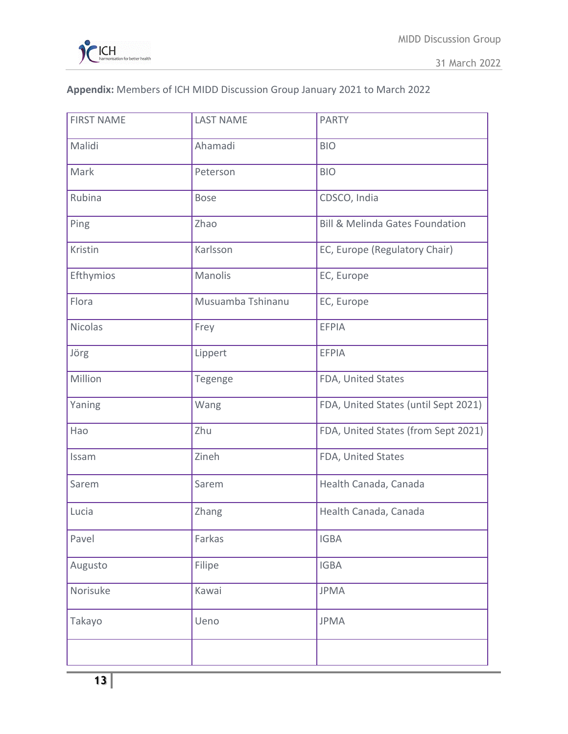**Appendix:** Members of ICH MIDD Discussion Group January 2021 to March 2022

| FIRST NAME | LAST NAME | PARTY |
|---|---|---|
| Malidi | Ahamadi | BIO |
| Mark | Peterson | BIO |
| Rubina | Bose | CDSCO, India |
| Ping | Zhao | Bill & Melinda Gates Foundation |
| Kristin | Karlsson | EC, Europe (Regulatory Chair) |
| Efthymios | Manolis | EC, Europe |
| Flora | Musuamba Tshinanu | EC, Europe |
| Nicolas | Frey | EFPIA |
| Jörg | Lippert | EFPIA |
| Million | Tegenge | FDA, United States |
| Yaning | Wang | FDA, United States (until Sept 2021) |
| Hao | Zhu | FDA, United States (from Sept 2021) |
| Issam | Zineh | FDA, United States |
| Sarem | Sarem | Health Canada, Canada |
| Lucia | Zhang | Health Canada, Canada |
| Pavel | Farkas | IGBA |
| Augusto | Filipe | IGBA |
| Norisuke | Kawai | JPMA |
| Takayo | Ueno | JPMA |
| | | |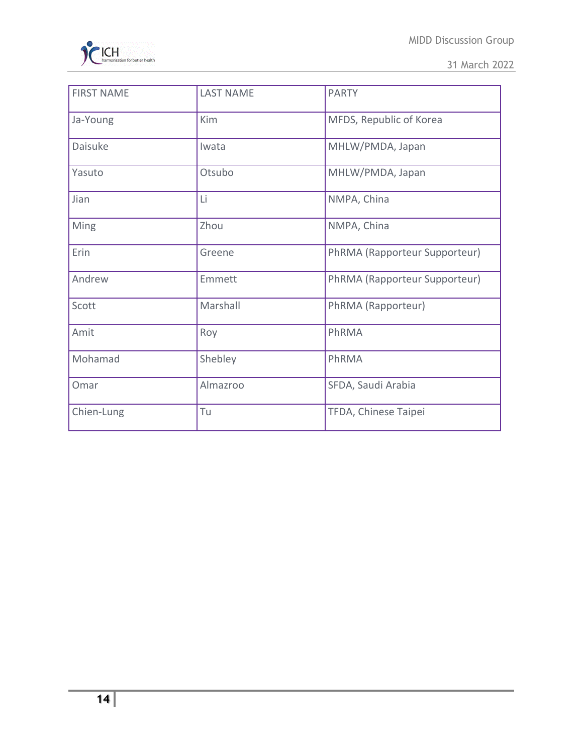| FIRST NAME | LAST NAME | PARTY |
| --- | --- | --- |
| Ja-Young | Kim | MFDS, Republic of Korea |
| Daisuke | Iwata | MHLW/PMDA, Japan |
| Yasuto | Otsubo | MHLW/PMDA, Japan |
| Jian | Li | NMPA, China |
| Ming | Zhou | NMPA, China |
| Erin | Greene | PhRMA (Rapporteur Supporteur) |
| Andrew | Emmett | PhRMA (Rapporteur Supporteur) |
| Scott | Marshall | PhRMA (Rapporteur) |
| Amit | Roy | PhRMA |
| Mohamad | Shebley | PhRMA |
| Omar | Almazroo | SFDA, Saudi Arabia |
| Chien-Lung | Tu | TFDA, Chinese Taipei |